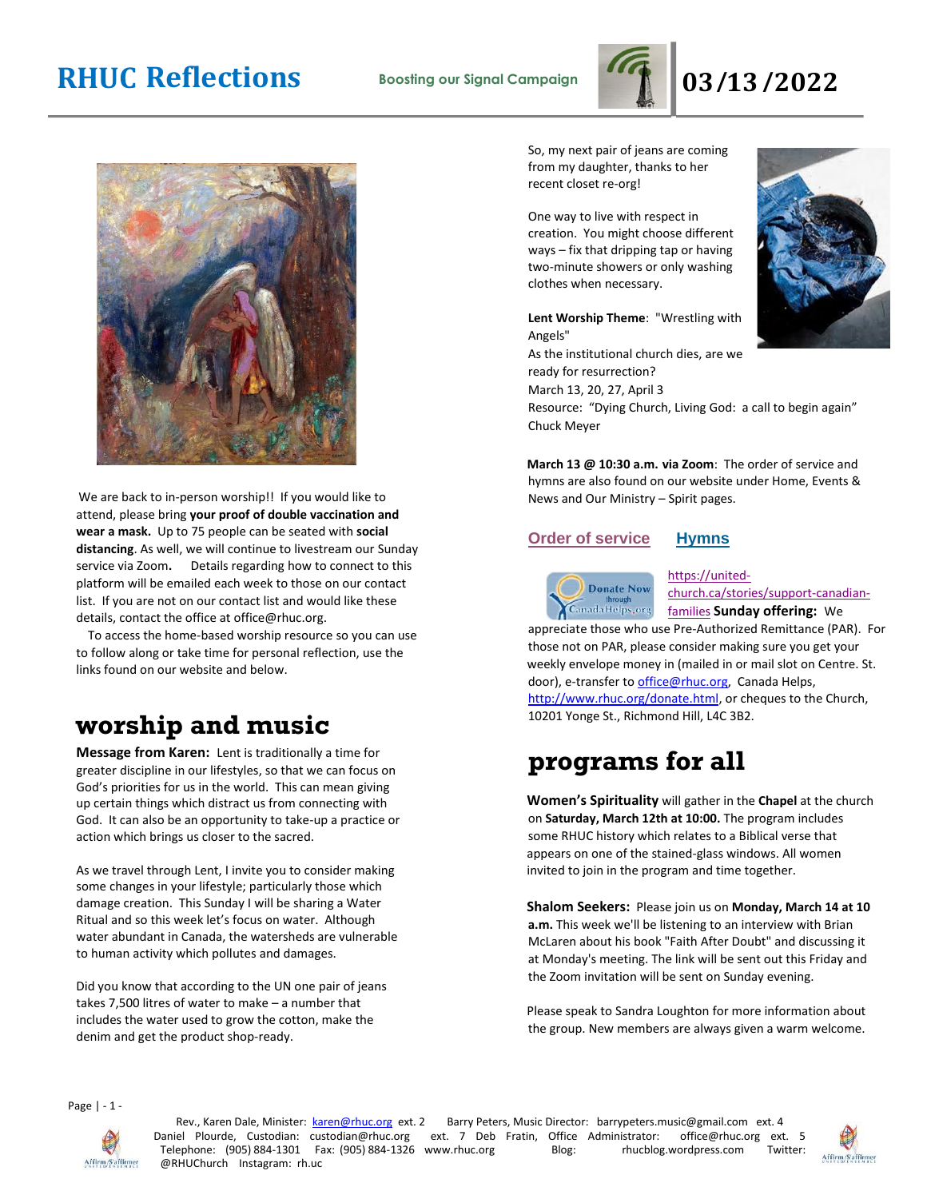# RHUC Reflections

**Boosting our Signal Campaign**

# 03/13/2022

We are back to in-person worship!! If you would like to attend, please bring **your proof of double vaccination and wear a mask.** Up to 75 people can be seated with **social distancing**. As well, we will continue to livestream our Sunday service via Zoom**.** Details regarding how to connect to this platform will be emailed each week to those on our contact list. If you are not on our contact list and would like these details, contact the office at office@rhuc.org.

To access the home-based worship resource so you can use to follow along or take time for personal reflection, use the links found on our website and below.

## worship and music

**Message from Karen:** Lent is traditionally a time for greater discipline in our lifestyles, so that we can focus on God's priorities for us in the world. This can mean giving up certain things which distract us from connecting with God. It can also be an opportunity to take-up a practice or action which brings us closer to the sacred.

As we travel through Lent, I invite you to consider making some changes in your lifestyle; particularly those which damage creation. This Sunday I will be sharing a Water Ritual and so this week let's focus on water. Although water abundant in Canada, the watersheds are vulnerable to human activity which pollutes and damages.

Did you know that according to the UN one pair of jeans takes 7,500 litres of water to make – a number that includes the water used to grow the cotton, make the denim and get the product shop-ready.

So, my next pair of jeans are coming from my daughter, thanks to her recent closet re-org!

One way to live with respect in creation. You might choose different ways – fix that dripping tap or having two-minute showers or only washing clothes when necessary.

**Lent Worship Theme**: "Wrestling with Angels"
As the institutional church dies, are we ready for resurrection?
March 13, 20, 27, April 3
Resource: "Dying Church, Living God: a call to begin again" Chuck Meyer

**March 13 @ 10:30 a.m. via Zoom**: The order of service and hymns are also found on our website under Home, Events & News and Our Ministry – Spirit pages.

**Order of service** **Hymns**

Donate Now through CanadaHelps.org

https://united-church.ca/stories/support-canadian-families **Sunday offering:** We appreciate those who use Pre-Authorized Remittance (PAR). For those not on PAR, please consider making sure you get your weekly envelope money in (mailed in or mail slot on Centre. St. door), e-transfer to office@rhuc.org, Canada Helps, http://www.rhuc.org/donate.html, or cheques to the Church, 10201 Yonge St., Richmond Hill, L4C 3B2.

## programs for all

**Women's Spirituality** will gather in the **Chapel** at the church on **Saturday, March 12th at 10:00.** The program includes some RHUC history which relates to a Biblical verse that appears on one of the stained-glass windows. All women invited to join in the program and time together.

**Shalom Seekers:** Please join us on **Monday, March 14 at 10 a.m.** This week we'll be listening to an interview with Brian McLaren about his book "Faith After Doubt" and discussing it at Monday's meeting. The link will be sent out this Friday and the Zoom invitation will be sent on Sunday evening.

Please speak to Sandra Loughton for more information about the group. New members are always given a warm welcome.

Rev., Karen Dale, Minister: karen@rhuc.org ext. 2 Barry Peters, Music Director: barrypeters.music@gmail.com ext. 4 Daniel Plourde, Custodian: custodian@rhuc.org ext. 7 Deb Fratin, Office Administrator: office@rhuc.org ext. 5 Telephone: (905) 884-1301 Fax: (905) 884-1326 www.rhuc.org Blog: rhucblog.wordpress.com Twitter: @RHUChurch Instagram: rh.uc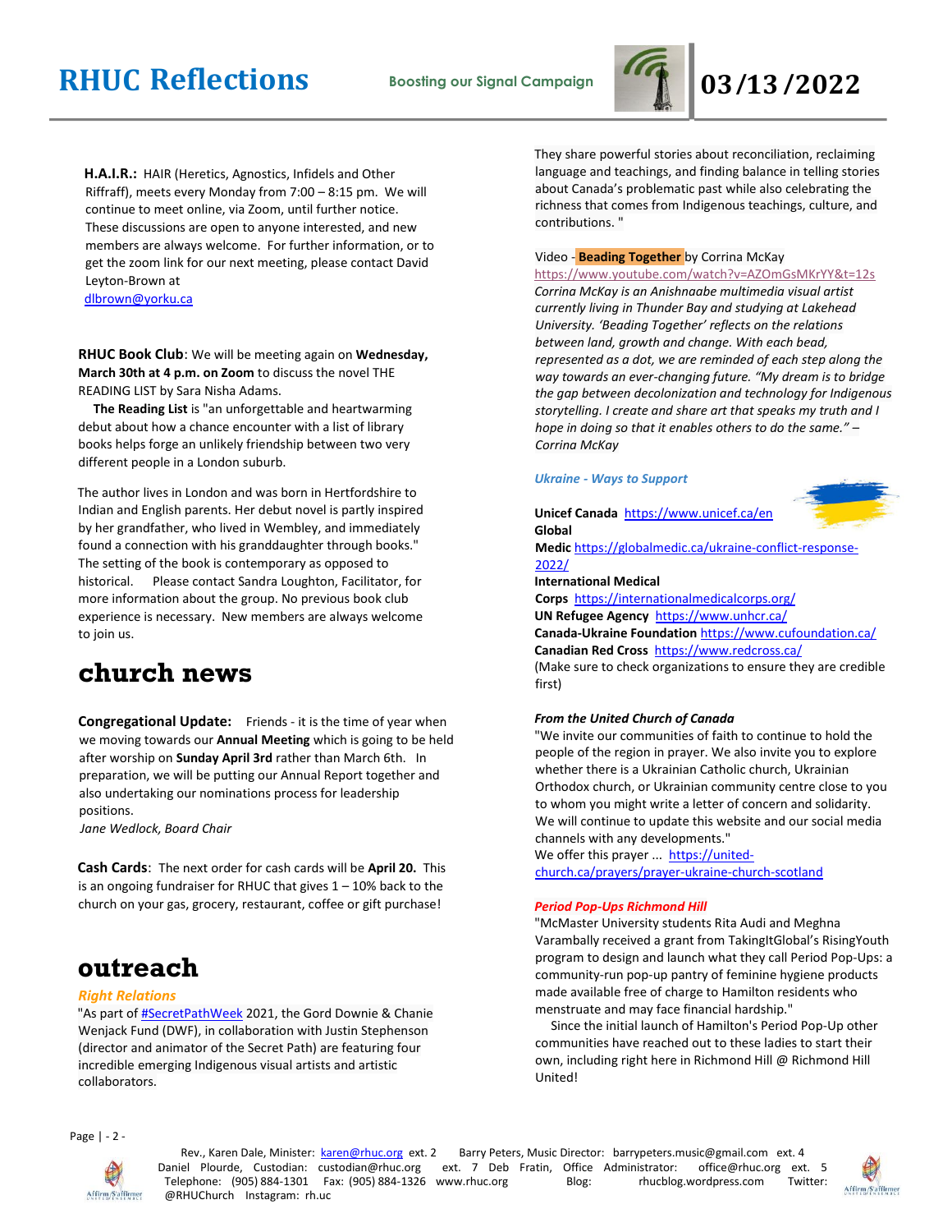**H.A.I.R.:** HAIR (Heretics, Agnostics, Infidels and Other Riffraff), meets every Monday from 7:00 – 8:15 pm. We will continue to meet online, via Zoom, until further notice. These discussions are open to anyone interested, and new members are always welcome. For further information, or to get the zoom link for our next meeting, please contact David Leyton-Brown at dlbrown@yorku.ca

**RHUC Book Club**: We will be meeting again on **Wednesday, March 30th at 4 p.m. on Zoom** to discuss the novel THE READING LIST by Sara Nisha Adams.

**The Reading List** is "an unforgettable and heartwarming debut about how a chance encounter with a list of library books helps forge an unlikely friendship between two very different people in a London suburb.

The author lives in London and was born in Hertfordshire to Indian and English parents. Her debut novel is partly inspired by her grandfather, who lived in Wembley, and immediately found a connection with his granddaughter through books." The setting of the book is contemporary as opposed to historical. Please contact Sandra Loughton, Facilitator, for more information about the group. No previous book club experience is necessary. New members are always welcome to join us.

# church news

**Congregational Update:** Friends - it is the time of year when we moving towards our **Annual Meeting** which is going to be held after worship on **Sunday April 3rd** rather than March 6th. In preparation, we will be putting our Annual Report together and also undertaking our nominations process for leadership positions.

*Jane Wedlock, Board Chair*

**Cash Cards**: The next order for cash cards will be **April 20.** This is an ongoing fundraiser for RHUC that gives 1 – 10% back to the church on your gas, grocery, restaurant, coffee or gift purchase!

# outreach

***Right Relations***

"As part of #SecretPathWeek 2021, the Gord Downie & Chanie Wenjack Fund (DWF), in collaboration with Justin Stephenson (director and animator of the Secret Path) are featuring four incredible emerging Indigenous visual artists and artistic collaborators. They share powerful stories about reconciliation, reclaiming language and teachings, and finding balance in telling stories about Canada's problematic past while also celebrating the richness that comes from Indigenous teachings, culture, and contributions. "

Video - **Beading Together** by Corrina McKay
https://www.youtube.com/watch?v=AZOmGsMKrYY&t=12s

*Corrina McKay is an Anishnaabe multimedia visual artist currently living in Thunder Bay and studying at Lakehead University. 'Beading Together' reflects on the relations between land, growth and change. With each bead, represented as a dot, we are reminded of each step along the way towards an ever-changing future. "My dream is to bridge the gap between decolonization and technology for Indigenous storytelling. I create and share art that speaks my truth and I hope in doing so that it enables others to do the same." – Corrina McKay*

***Ukraine - Ways to Support***

**Unicef Canada** https://www.unicef.ca/en
**Global Medic** https://globalmedic.ca/ukraine-conflict-response-2022/
**International Medical Corps** https://internationalmedicalcorps.org/
**UN Refugee Agency** https://www.unhcr.ca/
**Canada-Ukraine Foundation** https://www.cufoundation.ca/
**Canadian Red Cross** https://www.redcross.ca/
(Make sure to check organizations to ensure they are credible first)

***From the United Church of Canada***

"We invite our communities of faith to continue to hold the people of the region in prayer. We also invite you to explore whether there is a Ukrainian Catholic church, Ukrainian Orthodox church, or Ukrainian community centre close to you to whom you might write a letter of concern and solidarity. We will continue to update this website and our social media channels with any developments."

We offer this prayer ... https://united-church.ca/prayers/prayer-ukraine-church-scotland

***Period Pop-Ups Richmond Hill***

"McMaster University students Rita Audi and Meghna Varambally received a grant from TakingItGlobal's RisingYouth program to design and launch what they call Period Pop-Ups: a community-run pop-up pantry of feminine hygiene products made available free of charge to Hamilton residents who menstruate and may face financial hardship."

Since the initial launch of Hamilton's Period Pop-Up other communities have reached out to these ladies to start their own, including right here in Richmond Hill @ Richmond Hill United!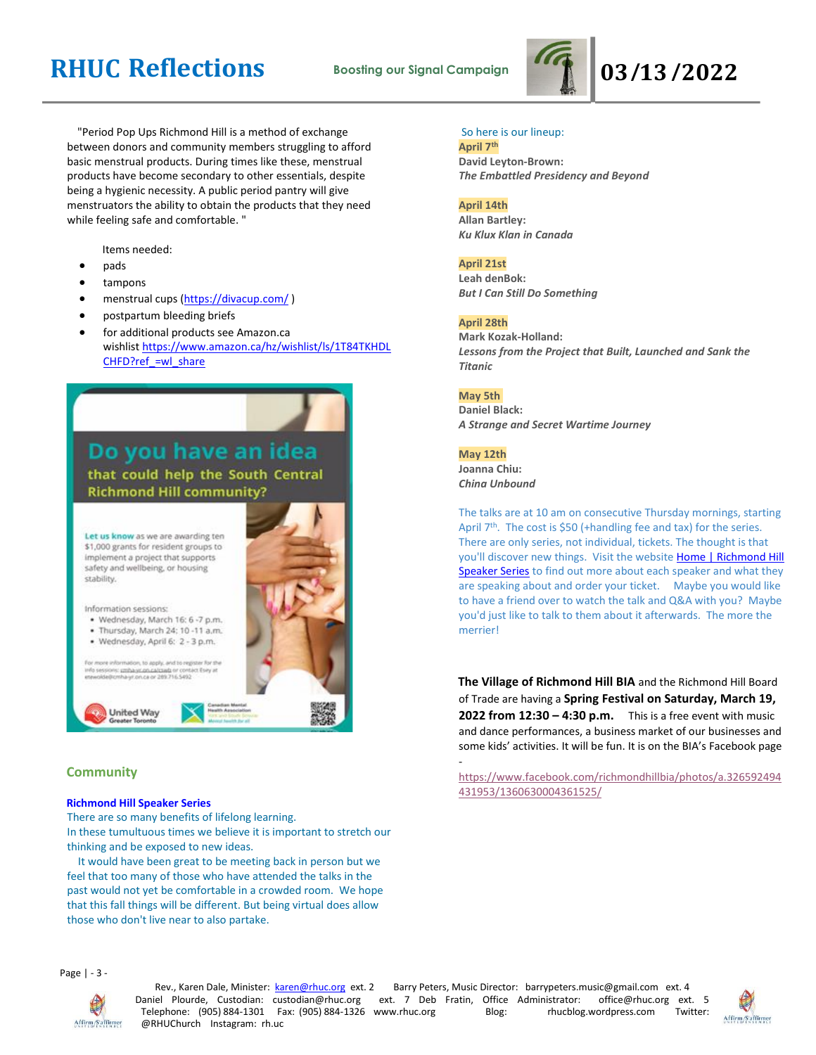"Period Pop Ups Richmond Hill is a method of exchange between donors and community members struggling to afford basic menstrual products. During times like these, menstrual products have become secondary to other essentials, despite being a hygienic necessity. A public period pantry will give menstruators the ability to obtain the products that they need while feeling safe and comfortable. "

Items needed:

- pads
- tampons
- menstrual cups (https://divacup.com/ )
- postpartum bleeding briefs
- for additional products see Amazon.ca wishlist https://www.amazon.ca/hz/wishlist/ls/1T84TKHDLCHFD?ref_=wl_share

**Do you have an idea that could help the South Central Richmond Hill community?**

Let us know as we are awarding ten $1,000 grants for resident groups to implement a project that supports safety and wellbeing, or housing stability.

Information sessions:

- Wednesday, March 16: 6 -7 p.m.
- Thursday, March 24: 10 -11 a.m.
- Wednesday, April 6: 2 - 3 p.m.

For more information, to apply, and to register for the info sessions: cmha-yr.on.ca/cswb or contact Esey at etewolde@cmha-yr.on.ca or 289.716.5492

United Way Greater Toronto | Canadian Mental Health Association York and South Simcoe Mental health for all

## Community

### Richmond Hill Speaker Series

There are so many benefits of lifelong learning.
In these tumultuous times we believe it is important to stretch our thinking and be exposed to new ideas.

It would have been great to be meeting back in person but we feel that too many of those who have attended the talks in the past would not yet be comfortable in a crowded room. We hope that this fall things will be different. But being virtual does allow those who don't live near to also partake.

So here is our lineup:

**April 7th**
**David Leyton-Brown:**
***The Embattled Presidency and Beyond***

**April 14th**
**Allan Bartley:**
***Ku Klux Klan in Canada***

**April 21st**
**Leah denBok:**
***But I Can Still Do Something***

**April 28th**
**Mark Kozak-Holland:**
***Lessons from the Project that Built, Launched and Sank the Titanic***

**May 5th**
**Daniel Black:**
***A Strange and Secret Wartime Journey***

**May 12th**
**Joanna Chiu:**
***China Unbound***

The talks are at 10 am on consecutive Thursday mornings, starting April 7th. The cost is $50 (+handling fee and tax) for the series. There are only series, not individual, tickets. The thought is that you'll discover new things. Visit the website Home | Richmond Hill Speaker Series to find out more about each speaker and what they are speaking about and order your ticket. Maybe you would like to have a friend over to watch the talk and Q&A with you? Maybe you'd just like to talk to them about it afterwards. The more the merrier!

**The Village of Richmond Hill BIA** and the Richmond Hill Board of Trade are having a **Spring Festival on Saturday, March 19, 2022 from 12:30 – 4:30 p.m.** This is a free event with music and dance performances, a business market of our businesses and some kids' activities. It will be fun. It is on the BIA's Facebook page -

https://www.facebook.com/richmondhillbia/photos/a.326592494431953/1360630004361525/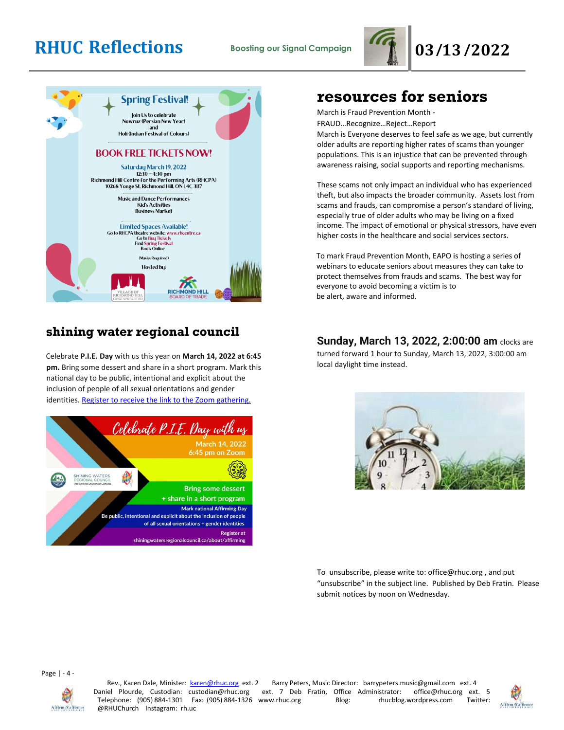# RHUC Reflections

Boosting our Signal Campaign

**03/13/2022**

Spring Festival!

Join Us to celebrate
Nowruz (Persian New Year)
and
Holi (Indian Festival of Colours)

BOOK FREE TICKETS NOW!

Saturday March 19, 2022
12:30 – 4:30 pm
Richmond Hill Centre for the Performing Arts (RHCPA)
10268 Yonge St. Richmond Hill, ON L4C 3B7

Music and Dance Performances
Kid's Activities
Business Market

Limited Spaces Available!
Go to RHCPA theatre website: www.rhcentre.ca
Go to Buy Tickets
Find Spring Festival
Book Online

(Masks Required)

Hosted by:

VILLAGE OF RICHMOND HILL
RICHMOND HILL BOARD OF TRADE

## shining water regional council

Celebrate **P.I.E. Day** with us this year on **March 14, 2022 at 6:45 pm.** Bring some dessert and share in a short program. Mark this national day to be public, intentional and explicit about the inclusion of people of all sexual orientations and gender identities. [Register to receive the link to the Zoom gathering.]

Celebrate P.I.E. Day with us

March 14, 2022
6:45 pm on Zoom

SHINING WATERS REGIONAL COUNCIL
The United Church of Canada

Bring some dessert
+ share in a short program

Mark national Affirming Day
Be public, intentional and explicit about the inclusion of people of all sexual orientations + gender identities

Register at
shiningwatersregionalcouncil.ca/about/affirming

## resources for seniors

March is Fraud Prevention Month -
FRAUD…Recognize…Reject…Report
March is Everyone deserves to feel safe as we age, but currently older adults are reporting higher rates of scams than younger populations. This is an injustice that can be prevented through awareness raising, social supports and reporting mechanisms.

These scams not only impact an individual who has experienced theft, but also impacts the broader community. Assets lost from scams and frauds, can compromise a person's standard of living, especially true of older adults who may be living on a fixed income. The impact of emotional or physical stressors, have even higher costs in the healthcare and social services sectors.

To mark Fraud Prevention Month, EAPO is hosting a series of webinars to educate seniors about measures they can take to protect themselves from frauds and scams. The best way for everyone to avoid becoming a victim is to be alert, aware and informed.

**Sunday, March 13, 2022, 2:00:00 am** clocks are turned forward 1 hour to Sunday, March 13, 2022, 3:00:00 am local daylight time instead.

To unsubscribe, please write to: office@rhuc.org , and put "unsubscribe" in the subject line. Published by Deb Fratin. Please submit notices by noon on Wednesday.

Rev., Karen Dale, Minister: karen@rhuc.org ext. 2 Barry Peters, Music Director: barrypeters.music@gmail.com ext. 4
Daniel Plourde, Custodian: custodian@rhuc.org ext. 7 Deb Fratin, Office Administrator: office@rhuc.org ext. 5
Telephone: (905) 884-1301 Fax: (905) 884-1326 www.rhuc.org Blog: rhucblog.wordpress.com Twitter: @RHUChurch Instagram: rh.uc